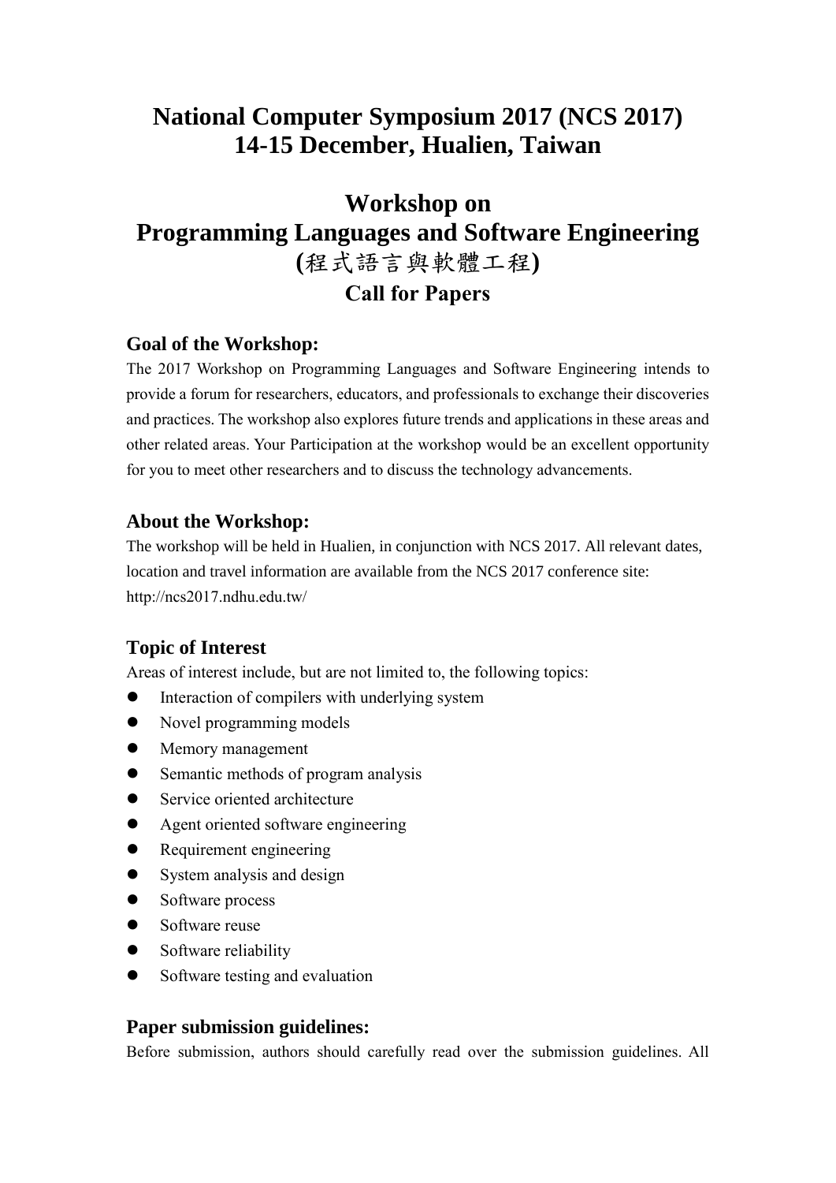# National Computer Symposium 2017 (NCS 2017)
# 14-15 December, Hualien, Taiwan

# Workshop on
# Programming Languages and Software Engineering
## (程式語言與軟體工程)
## Call for Papers

### Goal of the Workshop:

The 2017 Workshop on Programming Languages and Software Engineering intends to provide a forum for researchers, educators, and professionals to exchange their discoveries and practices. The workshop also explores future trends and applications in these areas and other related areas. Your Participation at the workshop would be an excellent opportunity for you to meet other researchers and to discuss the technology advancements.

### About the Workshop:

The workshop will be held in Hualien, in conjunction with NCS 2017. All relevant dates, location and travel information are available from the NCS 2017 conference site: http://ncs2017.ndhu.edu.tw/

### Topic of Interest

Areas of interest include, but are not limited to, the following topics:

- Interaction of compilers with underlying system
- Novel programming models
- Memory management
- Semantic methods of program analysis
- Service oriented architecture
- Agent oriented software engineering
- Requirement engineering
- System analysis and design
- Software process
- Software reuse
- Software reliability
- Software testing and evaluation

### Paper submission guidelines:

Before submission, authors should carefully read over the submission guidelines. All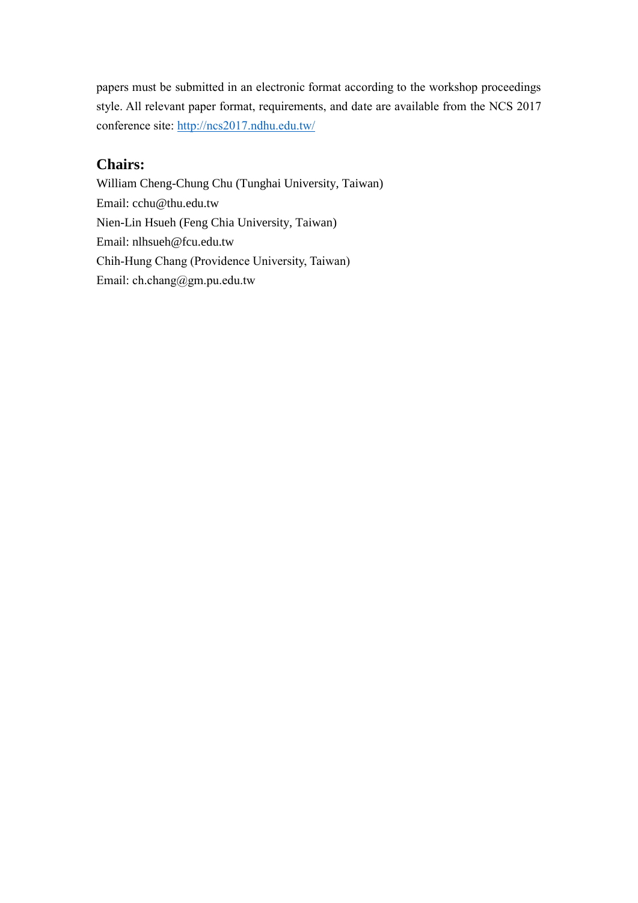papers must be submitted in an electronic format according to the workshop proceedings style. All relevant paper format, requirements, and date are available from the NCS 2017 conference site: http://ncs2017.ndhu.edu.tw/

## Chairs:

William Cheng-Chung Chu (Tunghai University, Taiwan)
Email: cchu@thu.edu.tw
Nien-Lin Hsueh (Feng Chia University, Taiwan)
Email: nlhsueh@fcu.edu.tw
Chih-Hung Chang (Providence University, Taiwan)
Email: ch.chang@gm.pu.edu.tw